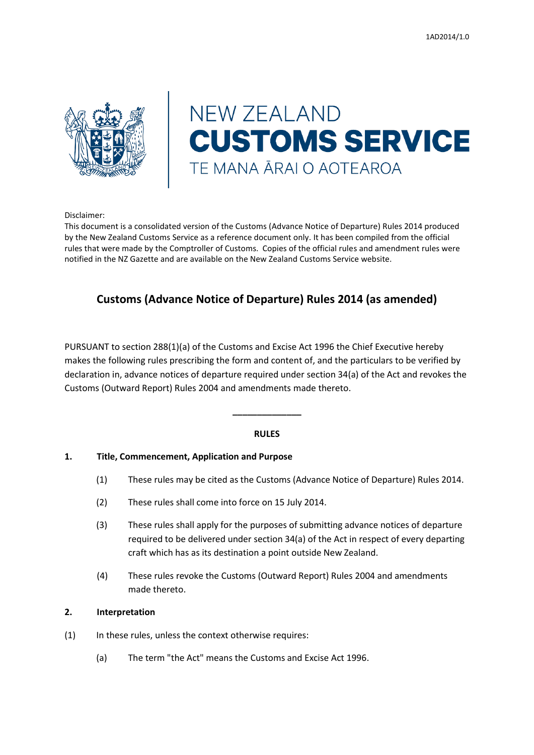1AD2014/1.0

NEW ZEALAND
**CUSTOMS SERVICE**
TE MANA ĀRAI O AOTEAROA

Disclaimer:
This document is a consolidated version of the Customs (Advance Notice of Departure) Rules 2014 produced by the New Zealand Customs Service as a reference document only. It has been compiled from the official rules that were made by the Comptroller of Customs. Copies of the official rules and amendment rules were notified in the NZ Gazette and are available on the New Zealand Customs Service website.

# Customs (Advance Notice of Departure) Rules 2014 (as amended)

PURSUANT to section 288(1)(a) of the Customs and Excise Act 1996 the Chief Executive hereby makes the following rules prescribing the form and content of, and the particulars to be verified by declaration in, advance notices of departure required under section 34(a) of the Act and revokes the Customs (Outward Report) Rules 2004 and amendments made thereto.

______________

**RULES**

## 1. Title, Commencement, Application and Purpose

(1) These rules may be cited as the Customs (Advance Notice of Departure) Rules 2014.

(2) These rules shall come into force on 15 July 2014.

(3) These rules shall apply for the purposes of submitting advance notices of departure required to be delivered under section 34(a) of the Act in respect of every departing craft which has as its destination a point outside New Zealand.

(4) These rules revoke the Customs (Outward Report) Rules 2004 and amendments made thereto.

## 2. Interpretation

(1) In these rules, unless the context otherwise requires:

(a) The term "the Act" means the Customs and Excise Act 1996.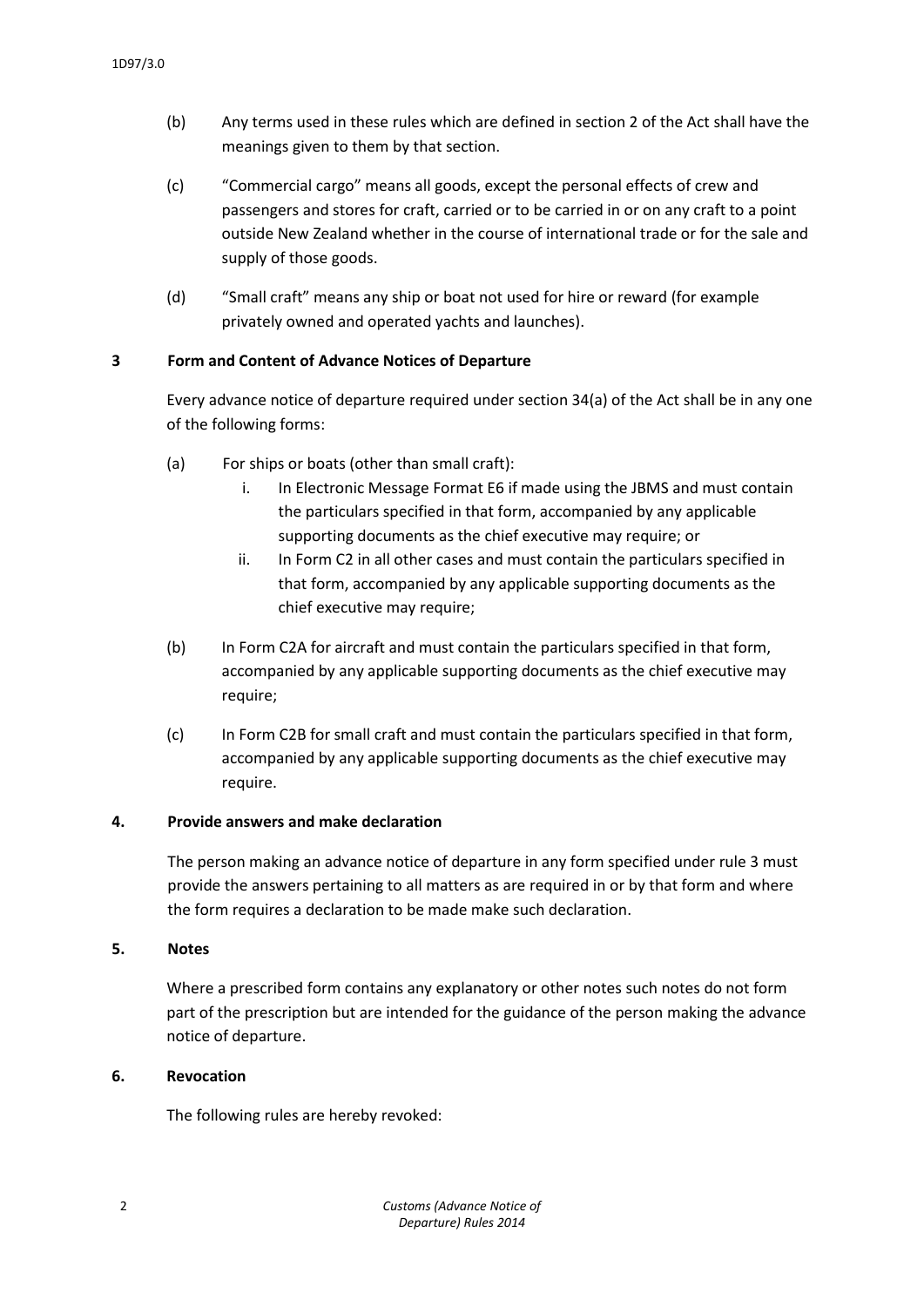(b) Any terms used in these rules which are defined in section 2 of the Act shall have the meanings given to them by that section.

(c) "Commercial cargo" means all goods, except the personal effects of crew and passengers and stores for craft, carried or to be carried in or on any craft to a point outside New Zealand whether in the course of international trade or for the sale and supply of those goods.

(d) "Small craft" means any ship or boat not used for hire or reward (for example privately owned and operated yachts and launches).

## 3 Form and Content of Advance Notices of Departure

Every advance notice of departure required under section 34(a) of the Act shall be in any one of the following forms:

(a) For ships or boats (other than small craft):

  i. In Electronic Message Format E6 if made using the JBMS and must contain the particulars specified in that form, accompanied by any applicable supporting documents as the chief executive may require; or

  ii. In Form C2 in all other cases and must contain the particulars specified in that form, accompanied by any applicable supporting documents as the chief executive may require;

(b) In Form C2A for aircraft and must contain the particulars specified in that form, accompanied by any applicable supporting documents as the chief executive may require;

(c) In Form C2B for small craft and must contain the particulars specified in that form, accompanied by any applicable supporting documents as the chief executive may require.

## 4. Provide answers and make declaration

The person making an advance notice of departure in any form specified under rule 3 must provide the answers pertaining to all matters as are required in or by that form and where the form requires a declaration to be made make such declaration.

## 5. Notes

Where a prescribed form contains any explanatory or other notes such notes do not form part of the prescription but are intended for the guidance of the person making the advance notice of departure.

## 6. Revocation

The following rules are hereby revoked: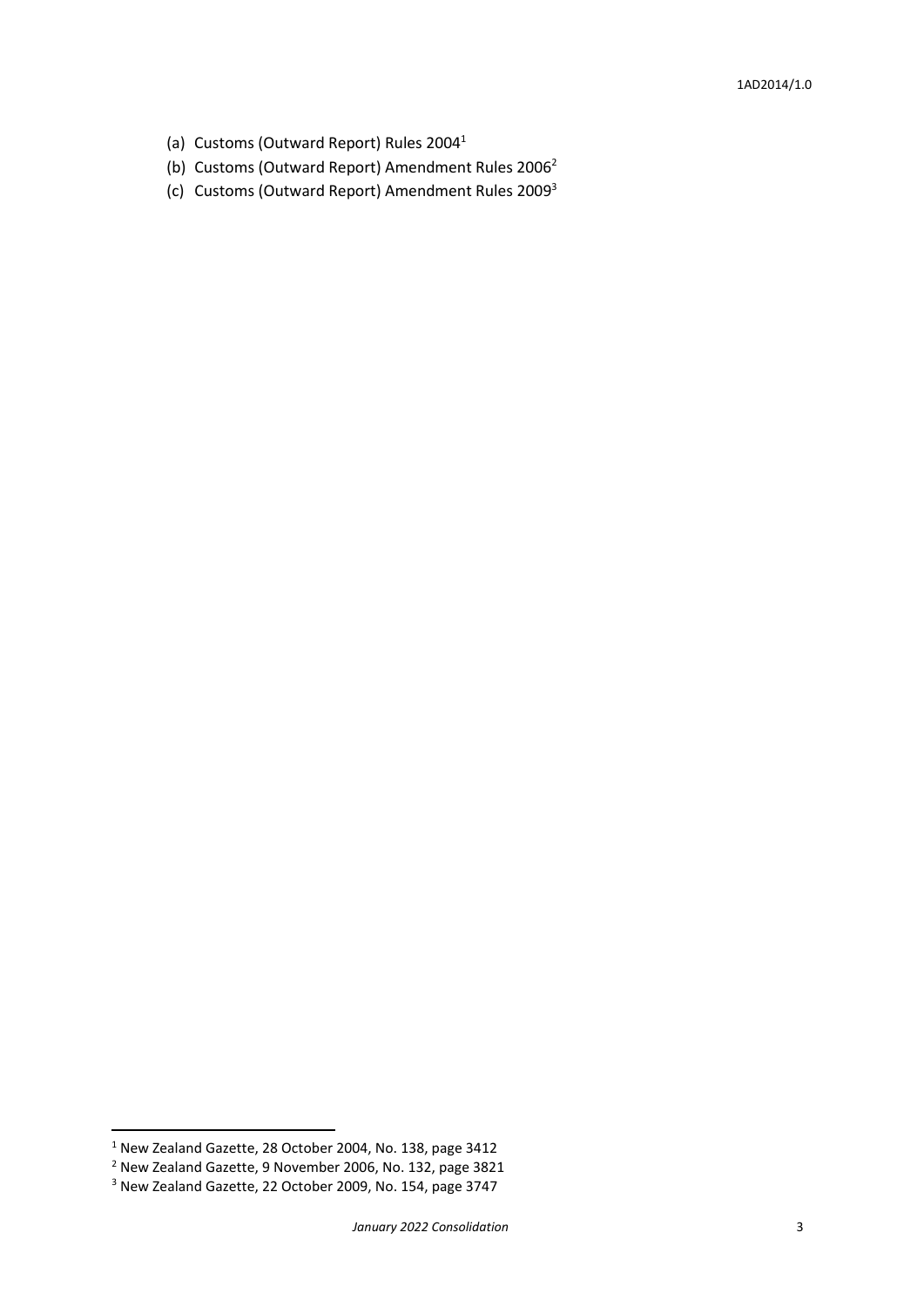(a) Customs (Outward Report) Rules 2004[1]

(b) Customs (Outward Report) Amendment Rules 2006[2]

(c) Customs (Outward Report) Amendment Rules 2009[3]

---

[1] New Zealand Gazette, 28 October 2004, No. 138, page 3412

[2] New Zealand Gazette, 9 November 2006, No. 132, page 3821

[3] New Zealand Gazette, 22 October 2009, No. 154, page 3747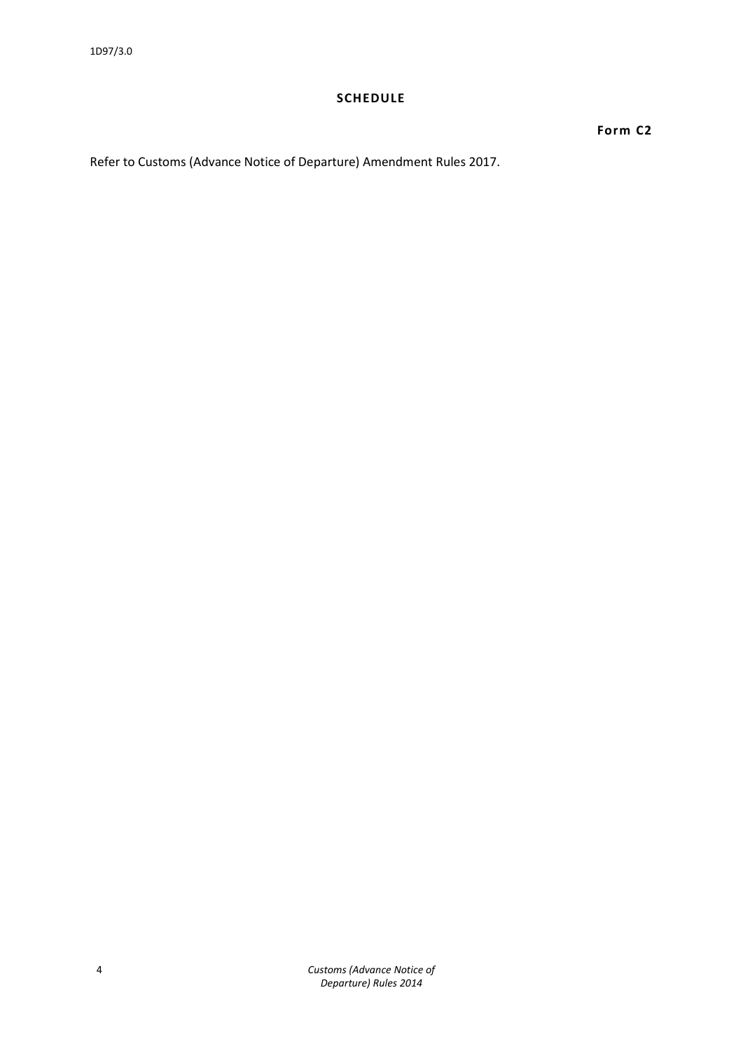## SCHEDULE

**Form C2**

Refer to Customs (Advance Notice of Departure) Amendment Rules 2017.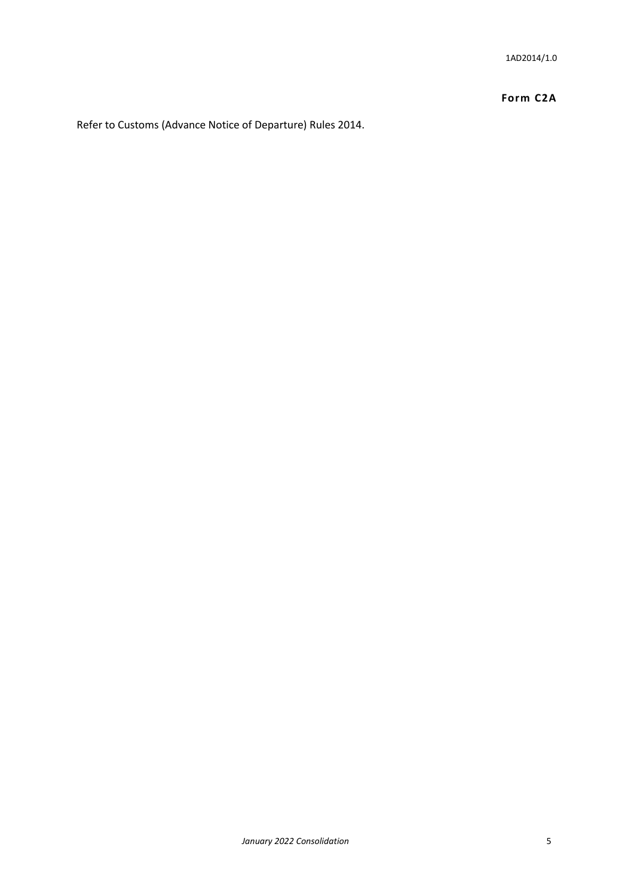**Form C2A**

Refer to Customs (Advance Notice of Departure) Rules 2014.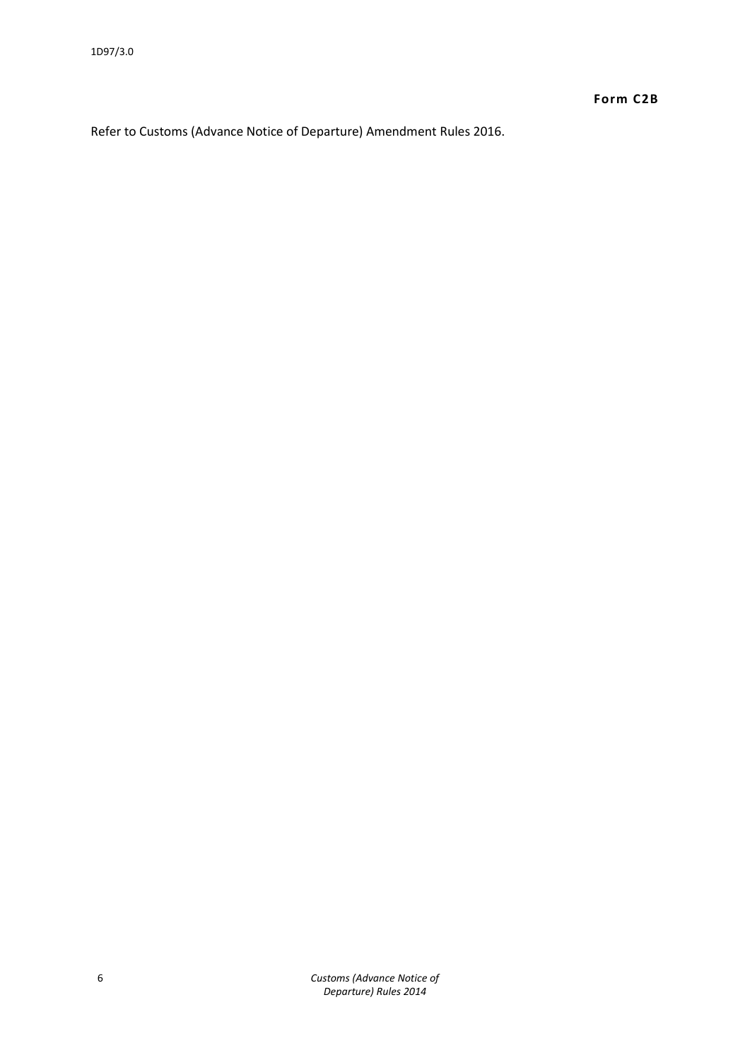**Form C2B**

Refer to Customs (Advance Notice of Departure) Amendment Rules 2016.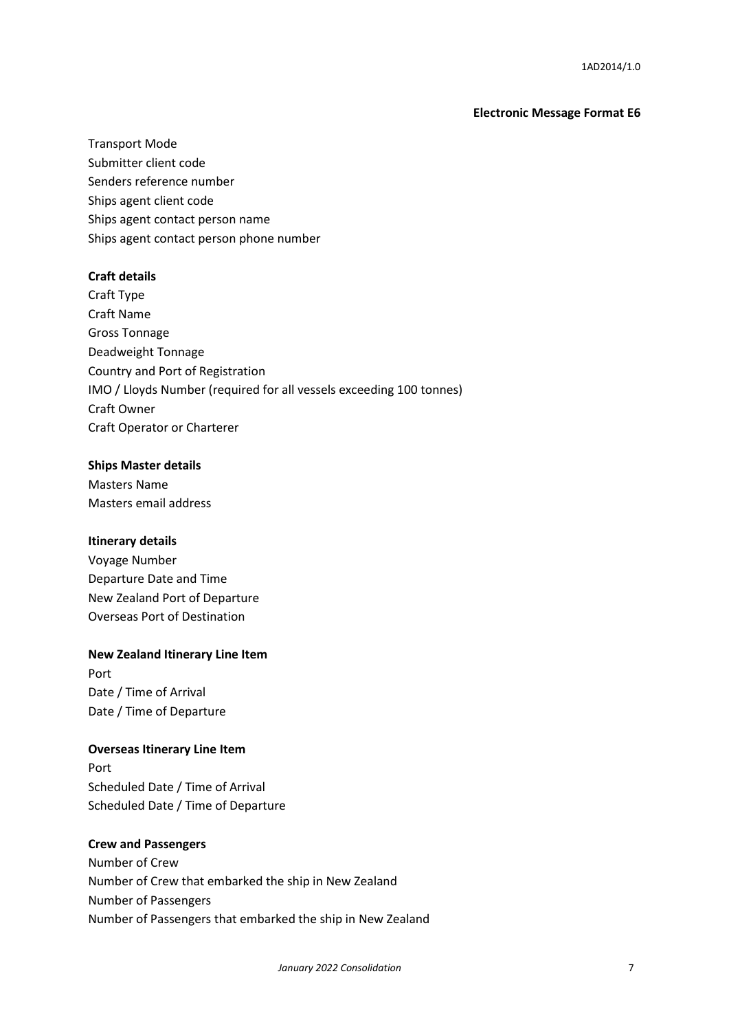**Electronic Message Format E6**

Transport Mode
Submitter client code
Senders reference number
Ships agent client code
Ships agent contact person name
Ships agent contact person phone number

**Craft details**

Craft Type
Craft Name
Gross Tonnage
Deadweight Tonnage
Country and Port of Registration
IMO / Lloyds Number (required for all vessels exceeding 100 tonnes)
Craft Owner
Craft Operator or Charterer

**Ships Master details**

Masters Name
Masters email address

**Itinerary details**

Voyage Number
Departure Date and Time
New Zealand Port of Departure
Overseas Port of Destination

**New Zealand Itinerary Line Item**

Port
Date / Time of Arrival
Date / Time of Departure

**Overseas Itinerary Line Item**

Port
Scheduled Date / Time of Arrival
Scheduled Date / Time of Departure

**Crew and Passengers**

Number of Crew
Number of Crew that embarked the ship in New Zealand
Number of Passengers
Number of Passengers that embarked the ship in New Zealand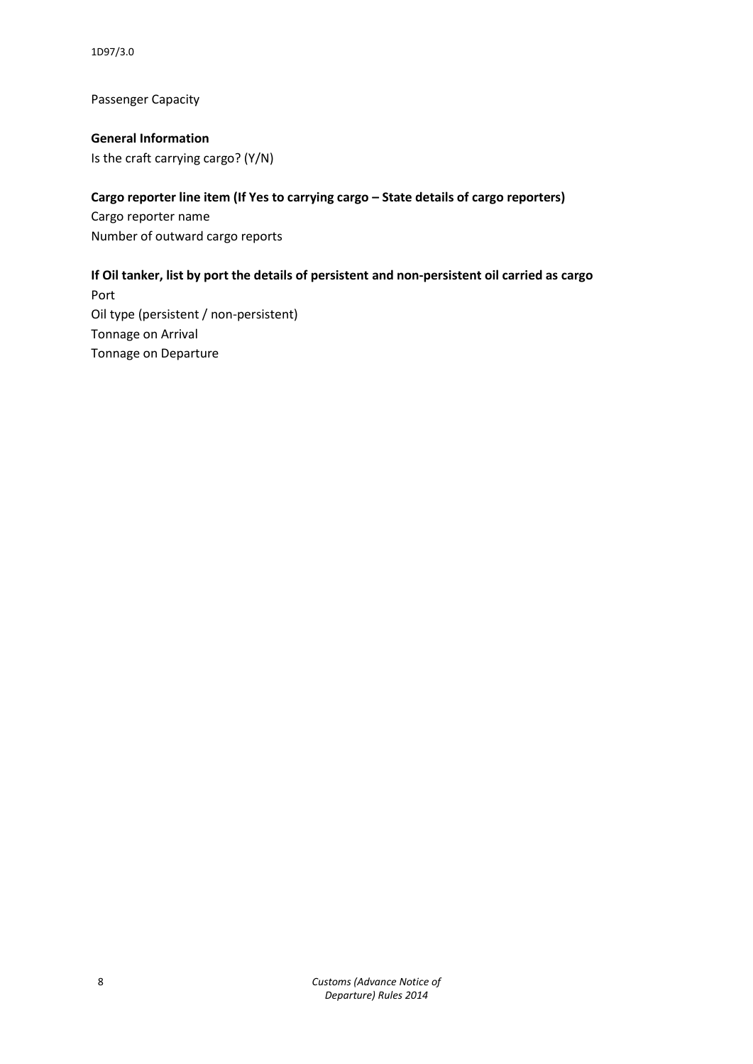Passenger Capacity

**General Information**

Is the craft carrying cargo? (Y/N)

**Cargo reporter line item (If Yes to carrying cargo – State details of cargo reporters)**

Cargo reporter name

Number of outward cargo reports

**If Oil tanker, list by port the details of persistent and non-persistent oil carried as cargo**

Port

Oil type (persistent / non-persistent)

Tonnage on Arrival

Tonnage on Departure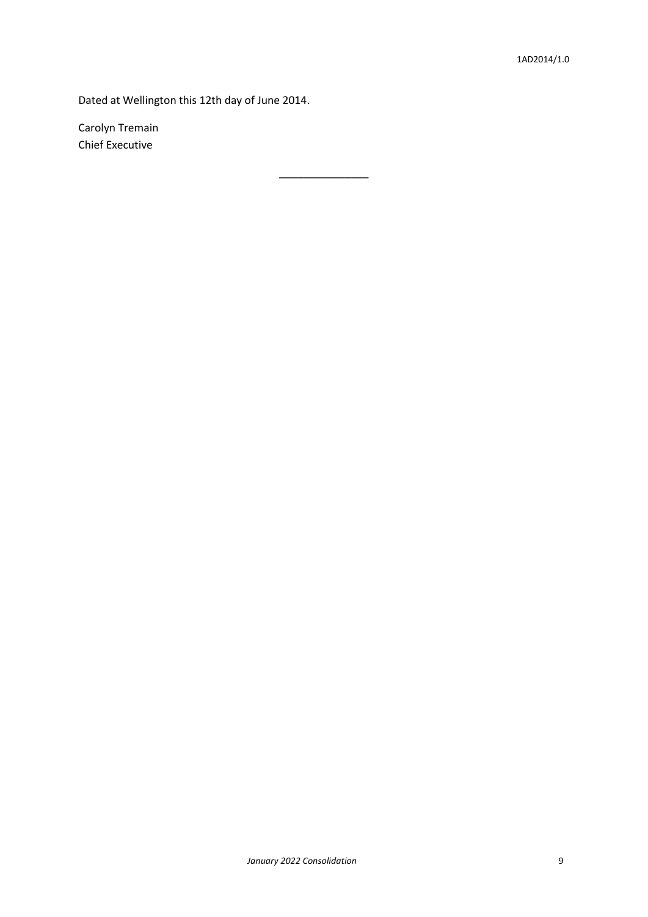Dated at Wellington this 12th day of June 2014.

Carolyn Tremain
Chief Executive

________________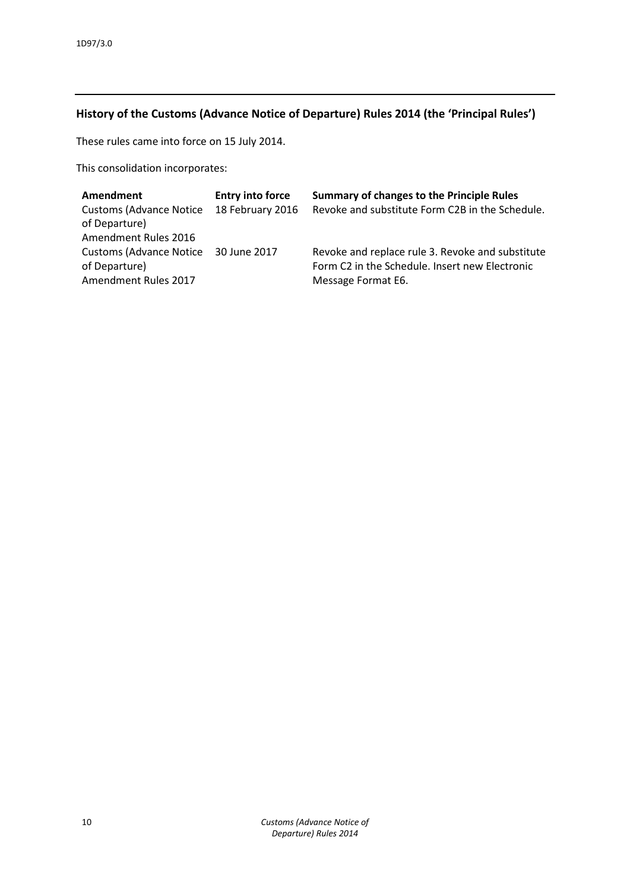## History of the Customs (Advance Notice of Departure) Rules 2014 (the 'Principal Rules')

These rules came into force on 15 July 2014.

This consolidation incorporates:

| Amendment | Entry into force | Summary of changes to the Principle Rules |
|---|---|---|
| Customs (Advance Notice of Departure) Amendment Rules 2016 | 18 February 2016 | Revoke and substitute Form C2B in the Schedule. |
| Customs (Advance Notice of Departure) Amendment Rules 2017 | 30 June 2017 | Revoke and replace rule 3. Revoke and substitute Form C2 in the Schedule. Insert new Electronic Message Format E6. |